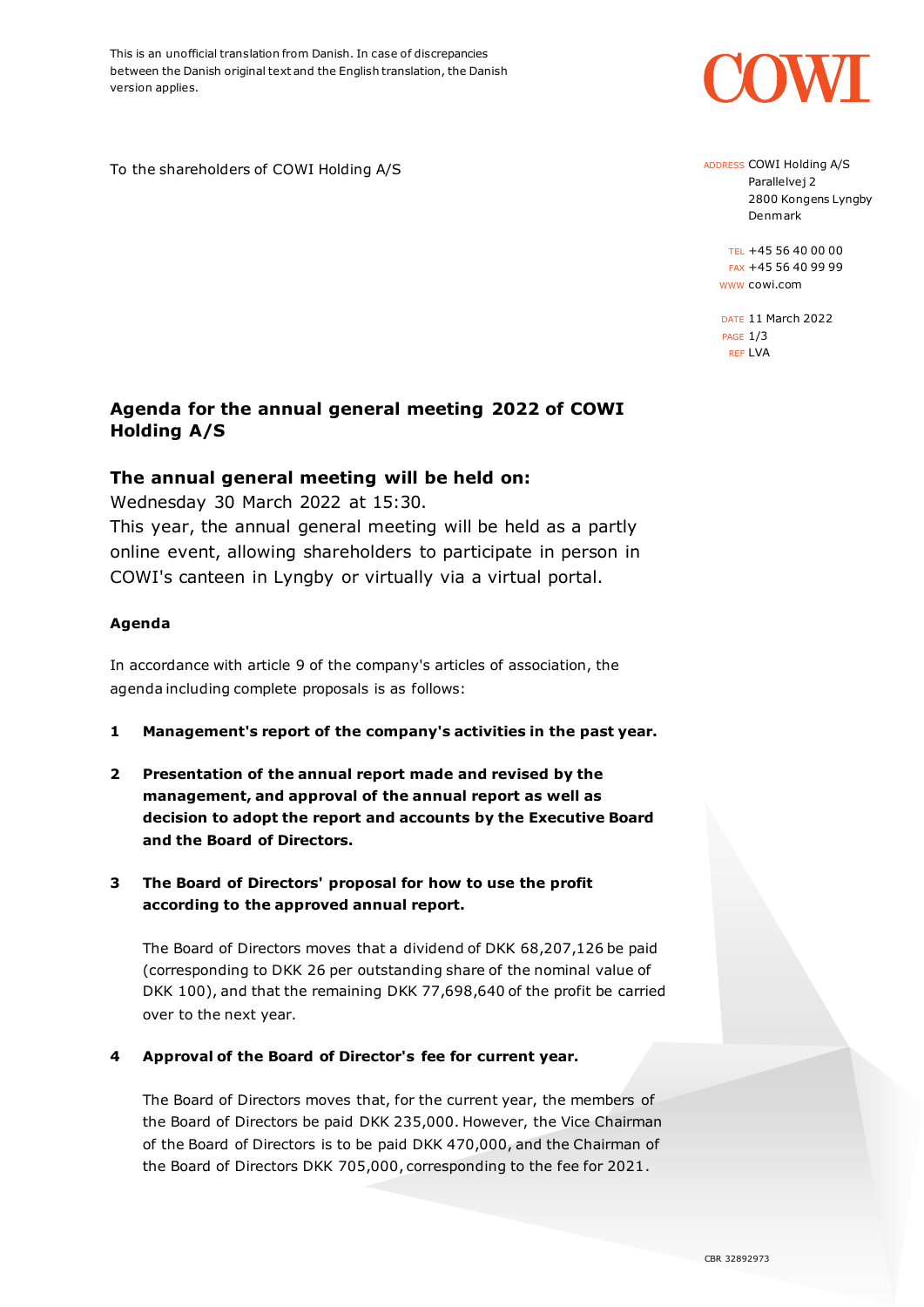This is an unofficial translation from Danish. In case of discrepancies between the Danish original text and the English translation, the Danish version applies.

To the shareholders of COWI Holding A/S

ADDRESS COWI Holding A/S
Parallelvej 2
2800 Kongens Lyngby
Denmark

TEL +45 56 40 00 00
FAX +45 56 40 99 99
WWW cowi.com

DATE 11 March 2022
REF LVA

# Agenda for the annual general meeting 2022 of COWI Holding A/S

## The annual general meeting will be held on:

Wednesday 30 March 2022 at 15:30.
This year, the annual general meeting will be held as a partly online event, allowing shareholders to participate in person in COWI's canteen in Lyngby or virtually via a virtual portal.

### Agenda

In accordance with article 9 of the company's articles of association, the agenda including complete proposals is as follows:

1. **Management's report of the company's activities in the past year.**

2. **Presentation of the annual report made and revised by the management, and approval of the annual report as well as decision to adopt the report and accounts by the Executive Board and the Board of Directors.**

3. **The Board of Directors' proposal for how to use the profit according to the approved annual report.**

   The Board of Directors moves that a dividend of DKK 68,207,126 be paid (corresponding to DKK 26 per outstanding share of the nominal value of DKK 100), and that the remaining DKK 77,698,640 of the profit be carried over to the next year.

4. **Approval of the Board of Director's fee for current year.**

   The Board of Directors moves that, for the current year, the members of the Board of Directors be paid DKK 235,000. However, the Vice Chairman of the Board of Directors is to be paid DKK 470,000, and the Chairman of the Board of Directors DKK 705,000, corresponding to the fee for 2021.

CBR 32892973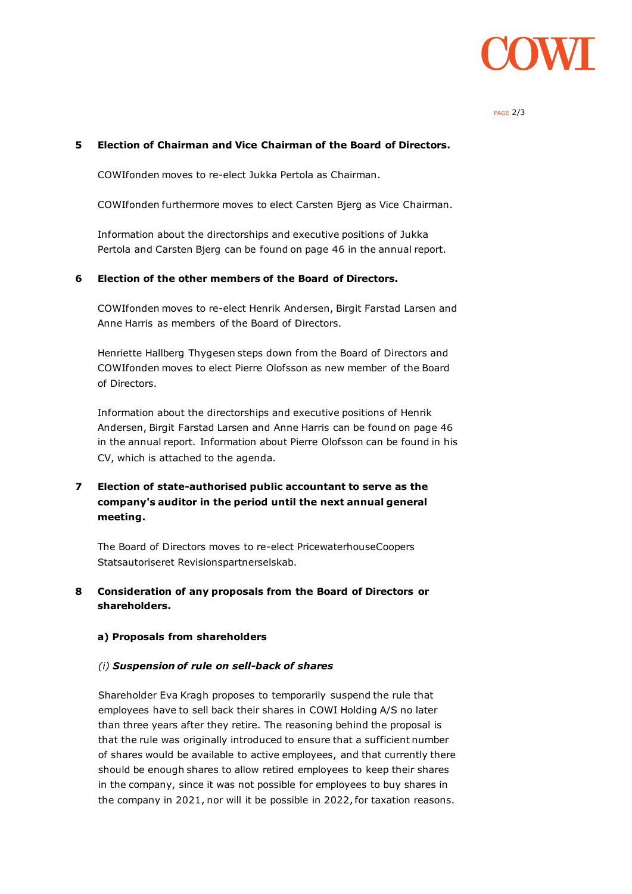## 5 Election of Chairman and Vice Chairman of the Board of Directors.

COWIfonden moves to re-elect Jukka Pertola as Chairman.

COWIfonden furthermore moves to elect Carsten Bjerg as Vice Chairman.

Information about the directorships and executive positions of Jukka Pertola and Carsten Bjerg can be found on page 46 in the annual report.

## 6 Election of the other members of the Board of Directors.

COWIfonden moves to re-elect Henrik Andersen, Birgit Farstad Larsen and Anne Harris as members of the Board of Directors.

Henriette Hallberg Thygesen steps down from the Board of Directors and COWIfonden moves to elect Pierre Olofsson as new member of the Board of Directors.

Information about the directorships and executive positions of Henrik Andersen, Birgit Farstad Larsen and Anne Harris can be found on page 46 in the annual report. Information about Pierre Olofsson can be found in his CV, which is attached to the agenda.

## 7 Election of state-authorised public accountant to serve as the company's auditor in the period until the next annual general meeting.

The Board of Directors moves to re-elect PricewaterhouseCoopers Statsautoriseret Revisionspartnerselskab.

## 8 Consideration of any proposals from the Board of Directors or shareholders.

**a) Proposals from shareholders**

*(i)* ***Suspension of rule on sell-back of shares***

Shareholder Eva Kragh proposes to temporarily suspend the rule that employees have to sell back their shares in COWI Holding A/S no later than three years after they retire. The reasoning behind the proposal is that the rule was originally introduced to ensure that a sufficient number of shares would be available to active employees, and that currently there should be enough shares to allow retired employees to keep their shares in the company, since it was not possible for employees to buy shares in the company in 2021, nor will it be possible in 2022, for taxation reasons.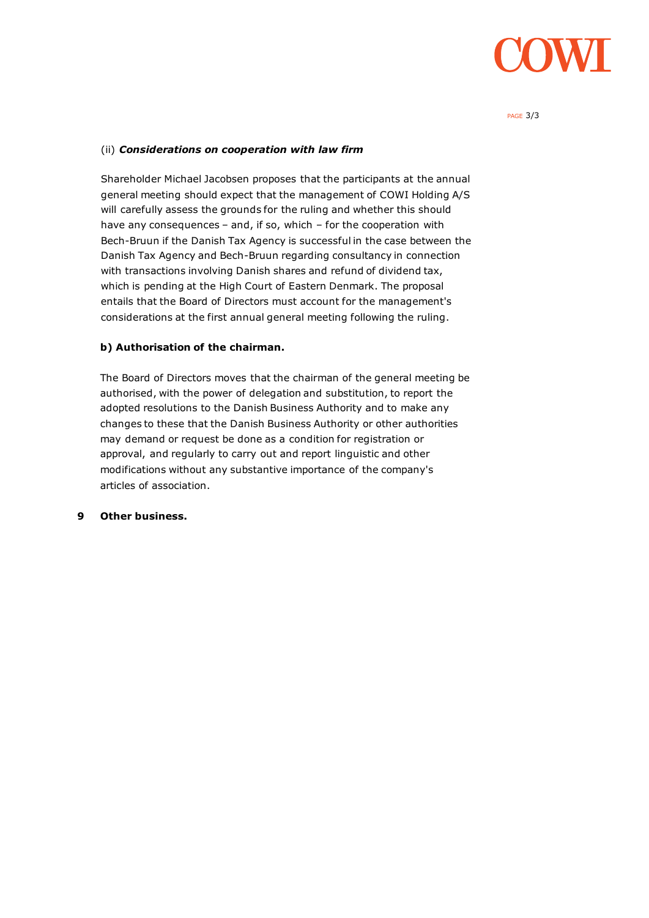(ii) ***Considerations on cooperation with law firm***

Shareholder Michael Jacobsen proposes that the participants at the annual general meeting should expect that the management of COWI Holding A/S will carefully assess the grounds for the ruling and whether this should have any consequences – and, if so, which – for the cooperation with Bech-Bruun if the Danish Tax Agency is successful in the case between the Danish Tax Agency and Bech-Bruun regarding consultancy in connection with transactions involving Danish shares and refund of dividend tax, which is pending at the High Court of Eastern Denmark. The proposal entails that the Board of Directors must account for the management's considerations at the first annual general meeting following the ruling.

**b) Authorisation of the chairman.**

The Board of Directors moves that the chairman of the general meeting be authorised, with the power of delegation and substitution, to report the adopted resolutions to the Danish Business Authority and to make any changes to these that the Danish Business Authority or other authorities may demand or request be done as a condition for registration or approval, and regularly to carry out and report linguistic and other modifications without any substantive importance of the company's articles of association.

**9 Other business.**